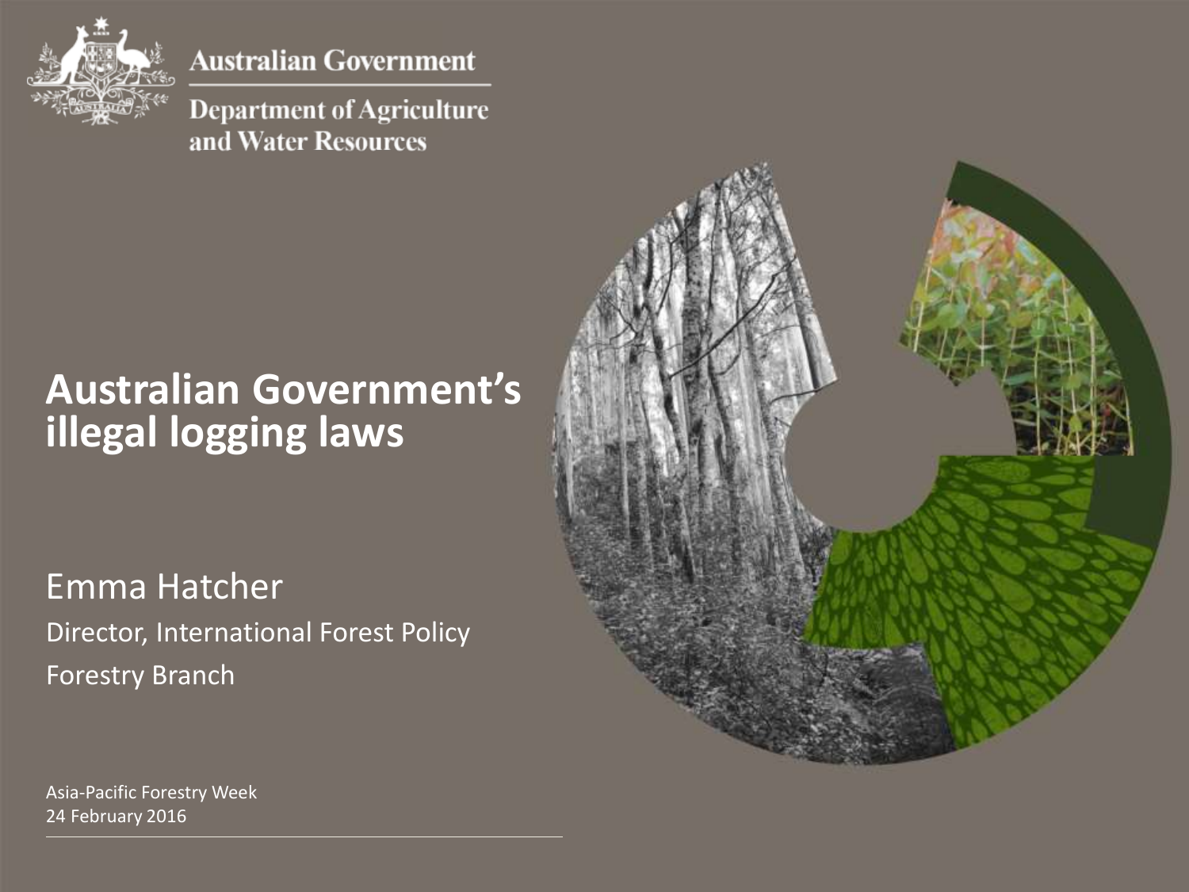Australian Government

Department of Agriculture and Water Resources

# Australian Government's illegal logging laws

Emma Hatcher

Director, International Forest Policy

Forestry Branch

Asia-Pacific Forestry Week

24 February 2016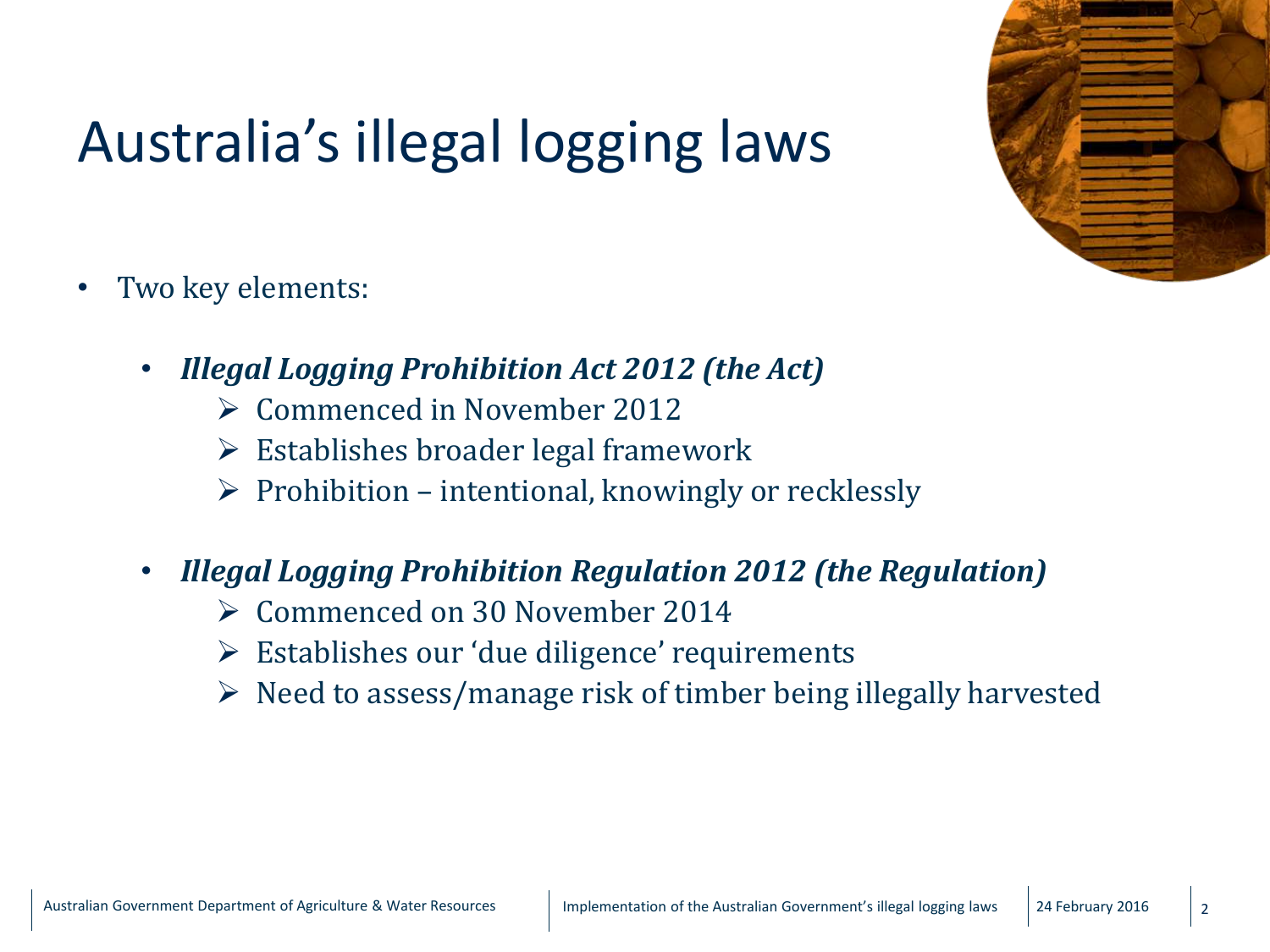# Australia's illegal logging laws

- Two key elements:
  - ***Illegal Logging Prohibition Act 2012 (the Act)***
    - Commenced in November 2012
    - Establishes broader legal framework
    - Prohibition – intentional, knowingly or recklessly
  - ***Illegal Logging Prohibition Regulation 2012 (the Regulation)***
    - Commenced on 30 November 2014
    - Establishes our 'due diligence' requirements
    - Need to assess/manage risk of timber being illegally harvested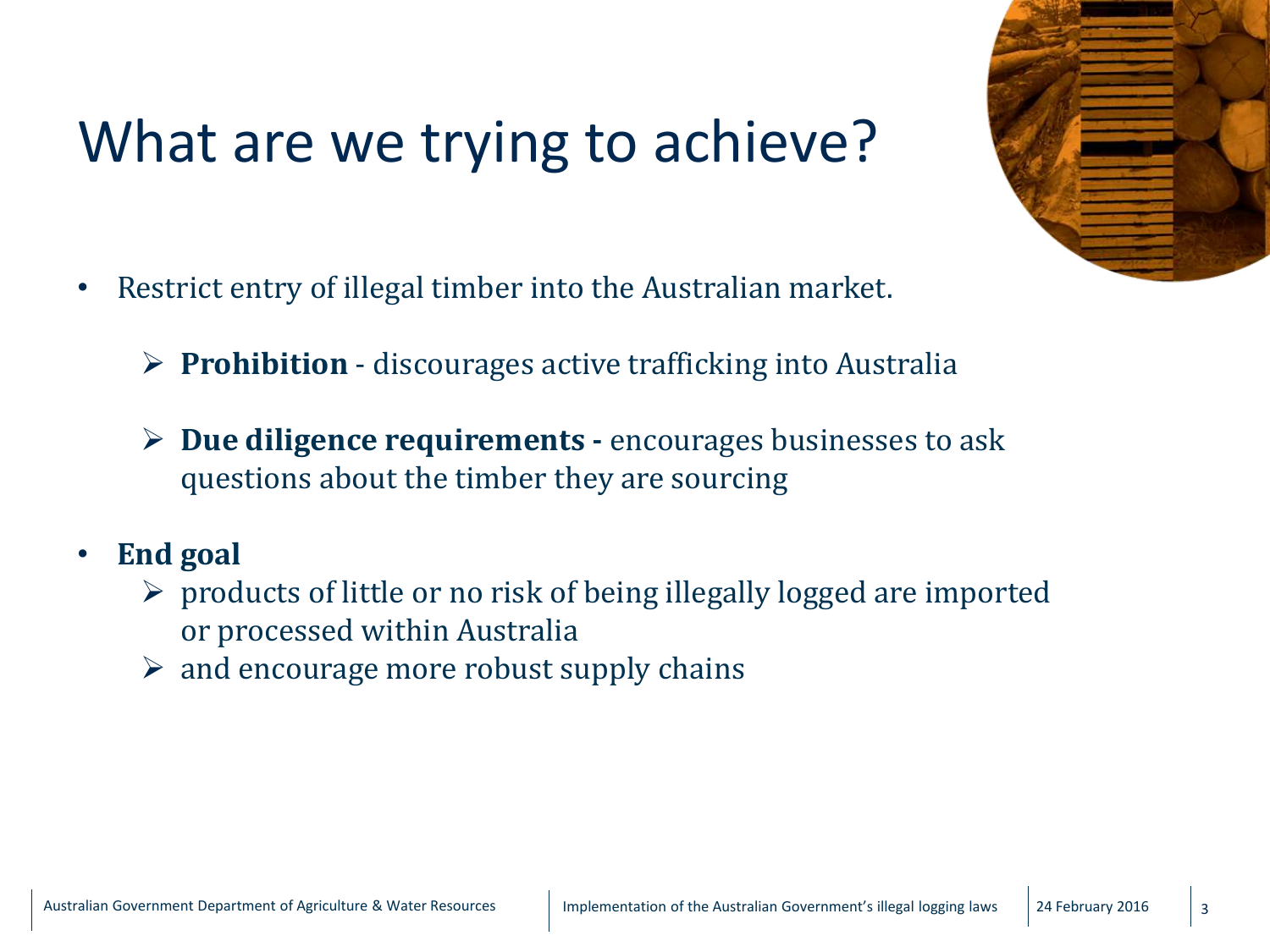# What are we trying to achieve?

- Restrict entry of illegal timber into the Australian market.
  - **Prohibition** - discourages active trafficking into Australia
  - **Due diligence requirements -** encourages businesses to ask questions about the timber they are sourcing
- **End goal**
  - products of little or no risk of being illegally logged are imported or processed within Australia
  - and encourage more robust supply chains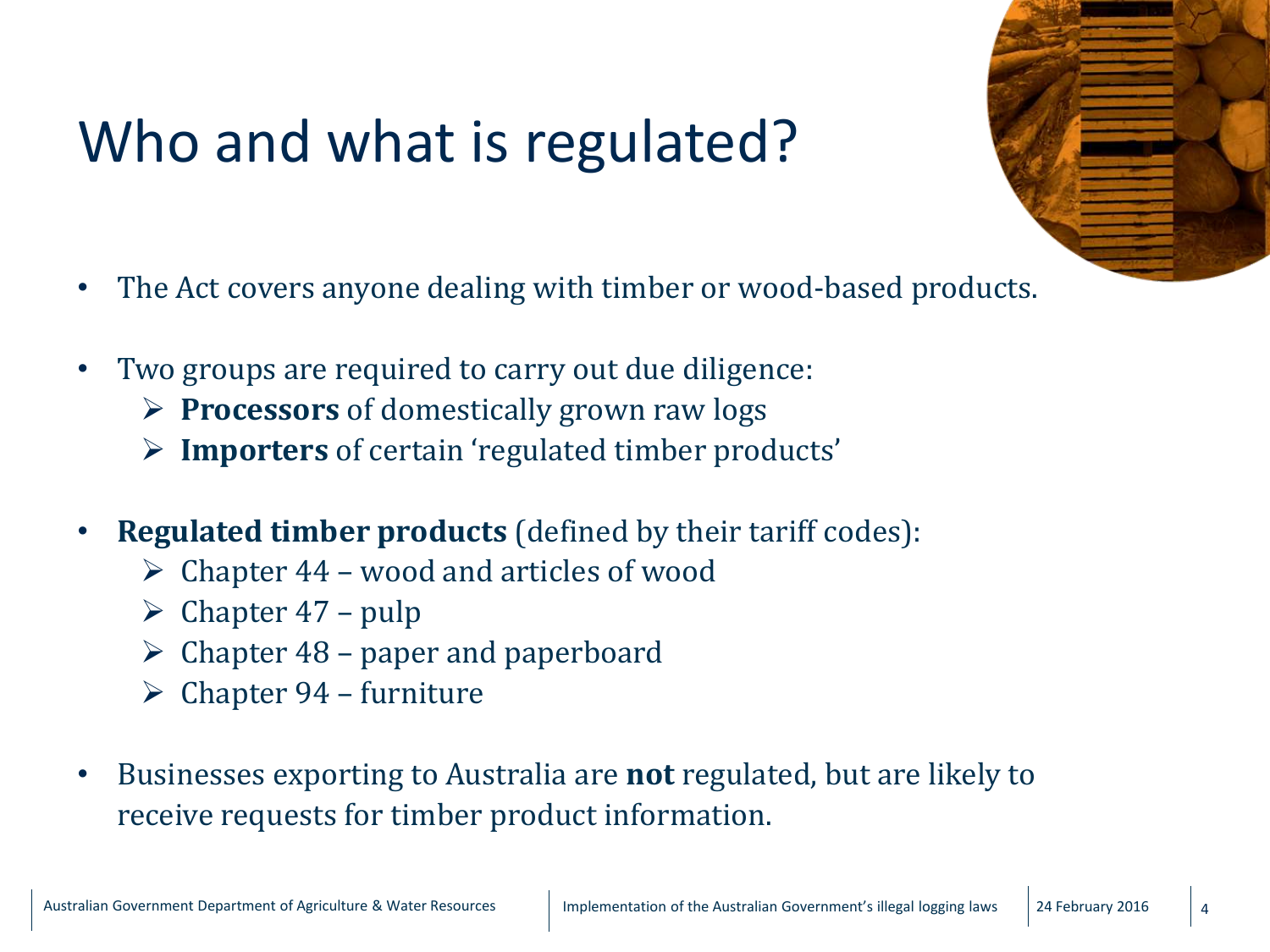# Who and what is regulated?

- The Act covers anyone dealing with timber or wood-based products.
- Two groups are required to carry out due diligence:
  - **Processors** of domestically grown raw logs
  - **Importers** of certain 'regulated timber products'
- **Regulated timber products** (defined by their tariff codes):
  - Chapter 44 – wood and articles of wood
  - Chapter 47 – pulp
  - Chapter 48 – paper and paperboard
  - Chapter 94 – furniture
- Businesses exporting to Australia are **not** regulated, but are likely to receive requests for timber product information.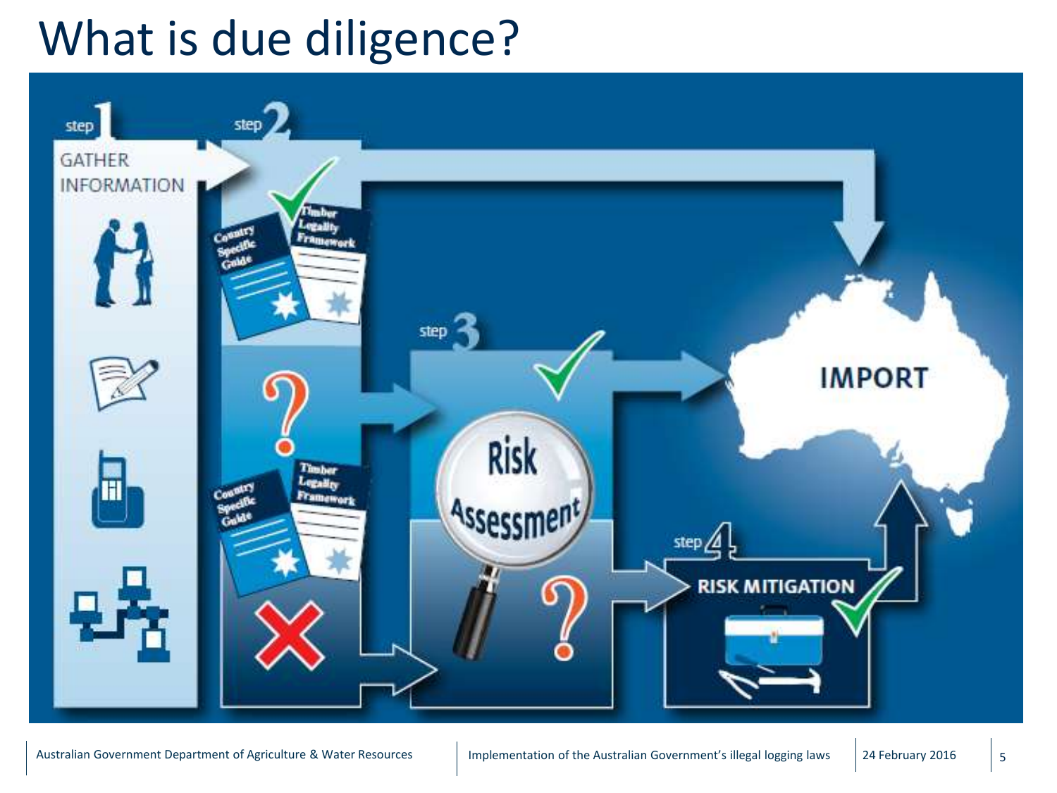# What is due diligence?

step 1 GATHER INFORMATION

step 2 Country Specific Guide, Timber Legality Framework

step 3 Risk Assessment

step 4 RISK MITIGATION

IMPORT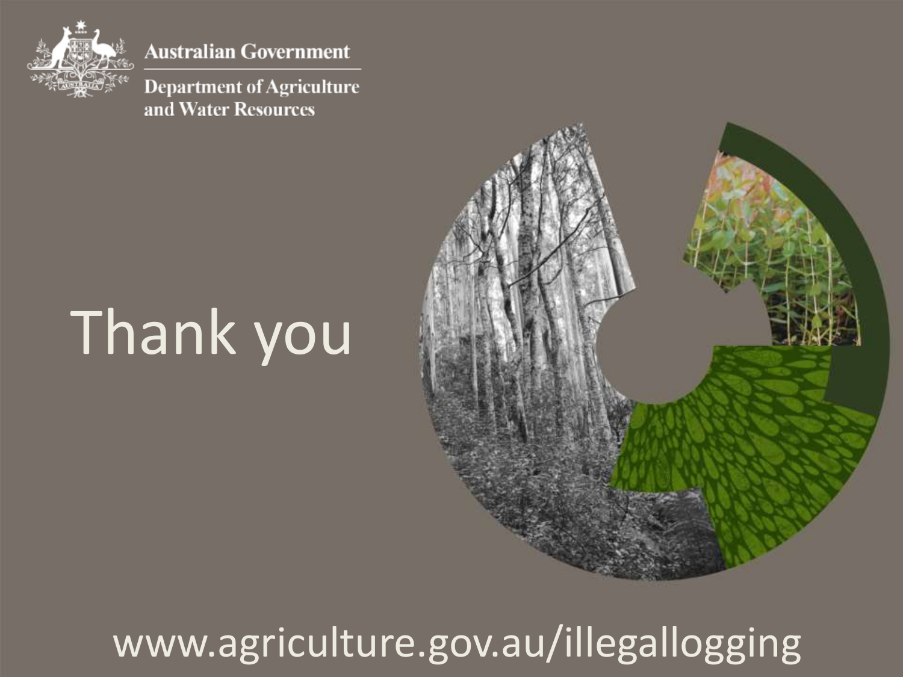Australian Government

Department of Agriculture and Water Resources

# Thank you

www.agriculture.gov.au/illegallogging